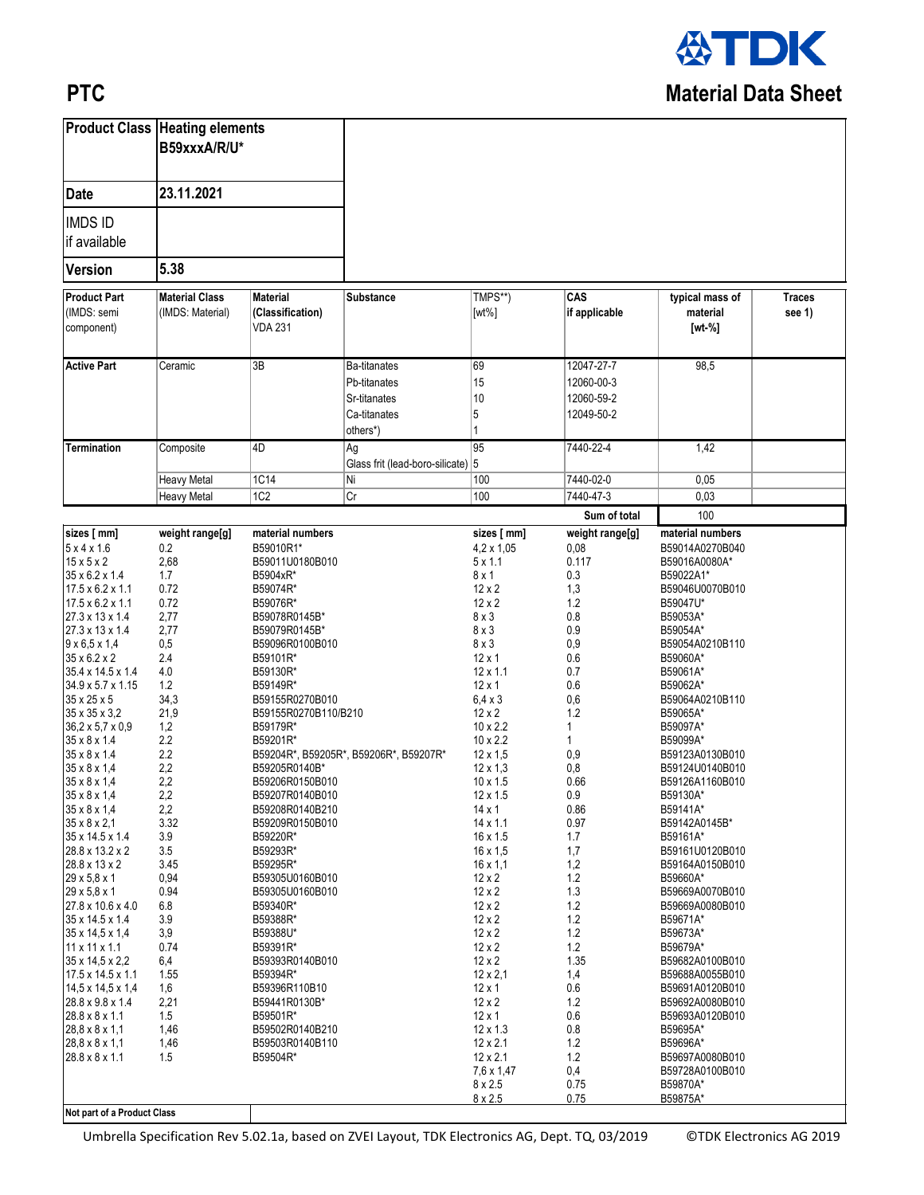**TDK**

# PTC

## Material Data Sheet

| Product Class | Heating elements B59xxxA/R/U* |
|---|---|
| Date | 23.11.2021 |
| IMDS ID if available | |
| Version | 5.38 |

| Product Part (IMDS: semi component) | Material Class (IMDS: Material) | Material (Classification) VDA 231 | Substance | TMPS**) [wt%] | CAS if applicable | typical mass of material [wt-%] | Traces see 1) |
|---|---|---|---|---|---|---|---|
| Active Part | Ceramic | 3B | Ba-titanates | 69 | 12047-27-7 | 98,5 | |
| | | | Pb-titanates | 15 | 12060-00-3 | | |
| | | | Sr-titanates | 10 | 12060-59-2 | | |
| | | | Ca-titanates | 5 | 12049-50-2 | | |
| | | | others*) | 1 | | | |
| Termination | Composite | 4D | Ag | 95 | 7440-22-4 | 1,42 | |
| | | | Glass frit (lead-boro-silicate) | 5 | | | |
| | Heavy Metal | 1C14 | Ni | 100 | 7440-02-0 | 0,05 | |
| | Heavy Metal | 1C2 | Cr | 100 | 7440-47-3 | 0,03 | |
| | | | | | Sum of total | 100 | |

| sizes [ mm] | weight range[g] | material numbers | sizes [ mm] | weight range[g] | material numbers |
|---|---|---|---|---|---|
| 5 x 4 x 1.6 | 0.2 | B59010R1* | 4,2 x 1,05 | 0,08 | B59014A0270B040 |
| 15 x 5 x 2 | 2,68 | B59011U0180B010 | 5 x 1.1 | 0.117 | B59016A0080A* |
| 35 x 6.2 x 1.4 | 1.7 | B5904xR* | 8 x 1 | 0.3 | B59022A1* |
| 17.5 x 6.2 x 1.1 | 0.72 | B59074R* | 12 x 2 | 1,3 | B59046U0070B010 |
| 17.5 x 6.2 x 1.1 | 0.72 | B59076R* | 12 x 2 | 1.2 | B59047U* |
| 27.3 x 13 x 1.4 | 2,77 | B59078R0145B* | 8 x 3 | 0.8 | B59053A* |
| 27.3 x 13 x 1.4 | 2,77 | B59079R0145B* | 8 x 3 | 0.9 | B59054A* |
| 9 x 6,5 x 1,4 | 0,5 | B59096R0100B010 | 8 x 3 | 0,9 | B59054A0210B110 |
| 35 x 6.2 x 2 | 2.4 | B59101R* | 12 x 1 | 0.6 | B59060A* |
| 35.4 x 14.5 x 1.4 | 4.0 | B59130R* | 12 x 1.1 | 0.7 | B59061A* |
| 34.9 x 5.7 x 1.15 | 1.2 | B59149R* | 12 x 1 | 0.6 | B59062A* |
| 35 x 25 x 5 | 34,3 | B59155R0270B010 | 6,4 x 3 | 0,6 | B59064A0210B110 |
| 35 x 35 x 3,2 | 21,9 | B59155R0270B110/B210 | 12 x 2 | 1.2 | B59065A* |
| 36,2 x 5,7 x 0,9 | 1,2 | B59179R* | 10 x 2.2 | 1 | B59097A* |
| 35 x 8 x 1.4 | 2.2 | B59201R* | 10 x 2.2 | 1 | B59099A* |
| 35 x 8 x 1.4 | 2.2 | B59204R*, B59205R*, B59206R*, B59207R* | 12 x 1,5 | 0,9 | B59123A0130B010 |
| 35 x 8 x 1,4 | 2,2 | B59205R0140B* | 12 x 1,3 | 0,8 | B59124U0140B010 |
| 35 x 8 x 1,4 | 2,2 | B59206R0150B010 | 10 x 1.5 | 0.66 | B59126A1160B010 |
| 35 x 8 x 1,4 | 2,2 | B59207R0140B010 | 12 x 1.5 | 0.9 | B59130A* |
| 35 x 8 x 1,4 | 2,2 | B59208R0140B210 | 14 x 1 | 0.86 | B59141A* |
| 35 x 8 x 2,1 | 3.32 | B59209R0150B010 | 14 x 1.1 | 0.97 | B59142A0145B* |
| 35 x 14.5 x 1.4 | 3.9 | B59220R* | 16 x 1.5 | 1.7 | B59161A* |
| 28.8 x 13.2 x 2 | 3.5 | B59293R* | 16 x 1,5 | 1,7 | B59161U0120B010 |
| 28.8 x 13 x 2 | 3.45 | B59295R* | 16 x 1,1 | 1,2 | B59164A0150B010 |
| 29 x 5,8 x 1 | 0,94 | B59305U0160B010 | 12 x 2 | 1.2 | B59660A* |
| 29 x 5,8 x 1 | 0.94 | B59305U0160B010 | 12 x 2 | 1.3 | B59669A0070B010 |
| 27.8 x 10.6 x 4.0 | 6.8 | B59340R* | 12 x 2 | 1.2 | B59669A0080B010 |
| 35 x 14.5 x 1.4 | 3.9 | B59388R* | 12 x 2 | 1.2 | B59671A* |
| 35 x 14,5 x 1,4 | 3,9 | B59388U* | 12 x 2 | 1.2 | B59673A* |
| 11 x 11 x 1.1 | 0.74 | B59391R* | 12 x 2 | 1.2 | B59679A* |
| 35 x 14,5 x 2,2 | 6,4 | B59393R0140B010 | 12 x 2 | 1.35 | B59682A0100B010 |
| 17.5 x 14.5 x 1.1 | 1.55 | B59394R* | 12 x 2,1 | 1,4 | B59688A0055B010 |
| 14,5 x 14,5 x 1,4 | 1,6 | B59396R110B10 | 12 x 1 | 0.6 | B59691A0120B010 |
| 28.8 x 9.8 x 1.4 | 2,21 | B59441R0130B* | 12 x 2 | 1.2 | B59692A0080B010 |
| 28.8 x 8 x 1.1 | 1.5 | B59501R* | 12 x 1 | 0.6 | B59693A0120B010 |
| 28,8 x 8 x 1,1 | 1,46 | B59502R0140B210 | 12 x 1.3 | 0.8 | B59695A* |
| 28,8 x 8 x 1,1 | 1,46 | B59503R0140B110 | 12 x 2.1 | 1.2 | B59696A* |
| 28.8 x 8 x 1.1 | 1.5 | B59504R* | 12 x 2.1 | 1.2 | B59697A0080B010 |
| | | | 7,6 x 1,47 | 0,4 | B59728A0100B010 |
| | | | 8 x 2.5 | 0.75 | B59870A* |
| | | | 8 x 2.5 | 0.75 | B59875A* |

**Not part of a Product Class**

Umbrella Specification Rev 5.02.1a, based on ZVEI Layout, TDK Electronics AG, Dept. TQ, 03/2019 ©TDK Electronics AG 2019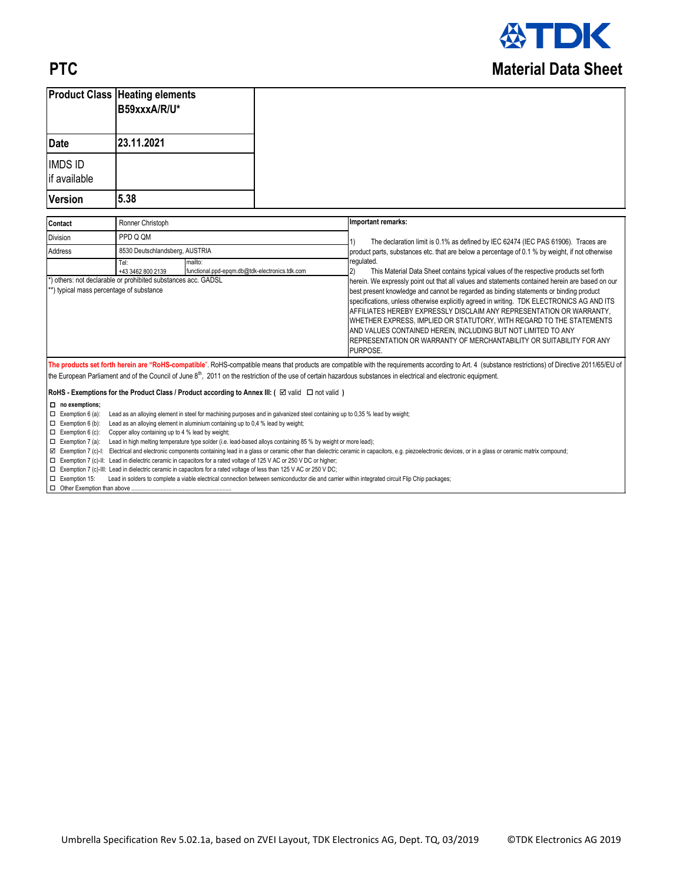# PTC

## Material Data Sheet

| | |
|---|---|
| **Product Class** | **Heating elements B59xxxA/R/U*** |
| **Date** | **23.11.2021** |
| **IMDS ID if available** | |
| **Version** | **5.38** |

| | | |
|---|---|---|
| **Contact** | Ronner Christoph | |
| Division | PPD Q QM | |
| Address | 8530 Deutschlandsberg, AUSTRIA | |
| | Tel: +43 3462 800 2139 | mailto: functional.ppd-epqm.db@tdk-electronics.tdk.com |

*) others: not declarable or prohibited substances acc. GADSL

**) typical mass percentage of substance

**Important remarks:**

1) The declaration limit is 0.1% as defined by IEC 62474 (IEC PAS 61906). Traces are product parts, substances etc. that are below a percentage of 0.1 % by weight, if not otherwise regulated.

2) This Material Data Sheet contains typical values of the respective products set forth herein. We expressly point out that all values and statements contained herein are based on our best present knowledge and cannot be regarded as binding statements or binding product specifications, unless otherwise explicitly agreed in writing. TDK ELECTRONICS AG AND ITS AFFILIATES HEREBY EXPRESSLY DISCLAIM ANY REPRESENTATION OR WARRANTY, WHETHER EXPRESS, IMPLIED OR STATUTORY, WITH REGARD TO THE STATEMENTS AND VALUES CONTAINED HEREIN, INCLUDING BUT NOT LIMITED TO ANY REPRESENTATION OR WARRANTY OF MERCHANTABILITY OR SUITABILITY FOR ANY PURPOSE.

**The products set forth herein are "RoHS-compatible"**. RoHS-compatible means that products are compatible with the requirements according to Art. 4 (substance restrictions) of Directive 2011/65/EU of the European Parliament and of the Council of June 8th, 2011 on the restriction of the use of certain hazardous substances in electrical and electronic equipment.

**RoHS - Exemptions for the Product Class / Product according to Annex III: ( ☑ valid ☐ not valid )**

- ☐ **no exemptions;**
- ☐ Exemption 6 (a): Lead as an alloying element in steel for machining purposes and in galvanized steel containing up to 0,35 % lead by weight;
- ☐ Exemption 6 (b): Lead as an alloying element in aluminium containing up to 0,4 % lead by weight;
- ☐ Exemption 6 (c): Copper alloy containing up to 4 % lead by weight;
- ☐ Exemption 7 (a): Lead in high melting temperature type solder (i.e. lead-based alloys containing 85 % by weight or more lead);
- ☑ Exemption 7 (c)-I: Electrical and electronic components containing lead in a glass or ceramic other than dielectric ceramic in capacitors, e.g. piezoelectronic devices, or in a glass or ceramic matrix compound;
- ☐ Exemption 7 (c)-II: Lead in dielectric ceramic in capacitors for a rated voltage of 125 V AC or 250 V DC or higher;
- ☐ Exemption 7 (c)-III: Lead in dielectric ceramic in capacitors for a rated voltage of less than 125 V AC or 250 V DC;
- ☐ Exemption 15: Lead in solders to complete a viable electrical connection between semiconductor die and carrier within integrated circuit Flip Chip packages;
- ☐ Other Exemption than above ......................................................................

Umbrella Specification Rev 5.02.1a, based on ZVEI Layout, TDK Electronics AG, Dept. TQ, 03/2019 ©TDK Electronics AG 2019